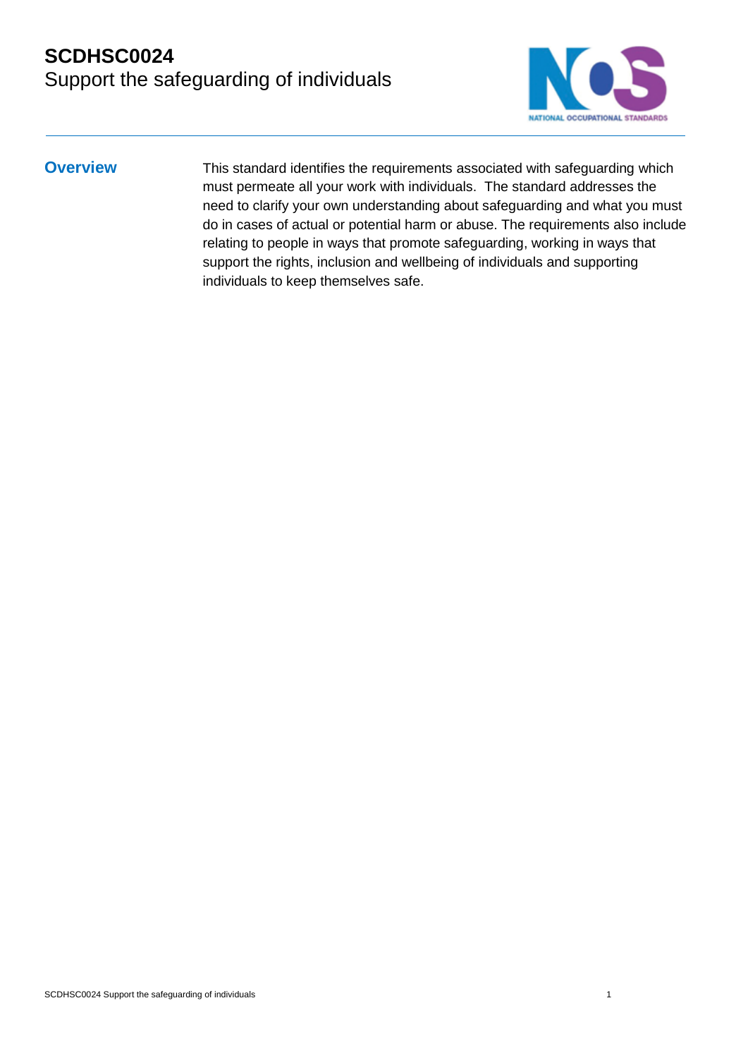# SCDHSC0024
Support the safeguarding of individuals

## Overview

This standard identifies the requirements associated with safeguarding which must permeate all your work with individuals. The standard addresses the need to clarify your own understanding about safeguarding and what you must do in cases of actual or potential harm or abuse. The requirements also include relating to people in ways that promote safeguarding, working in ways that support the rights, inclusion and wellbeing of individuals and supporting individuals to keep themselves safe.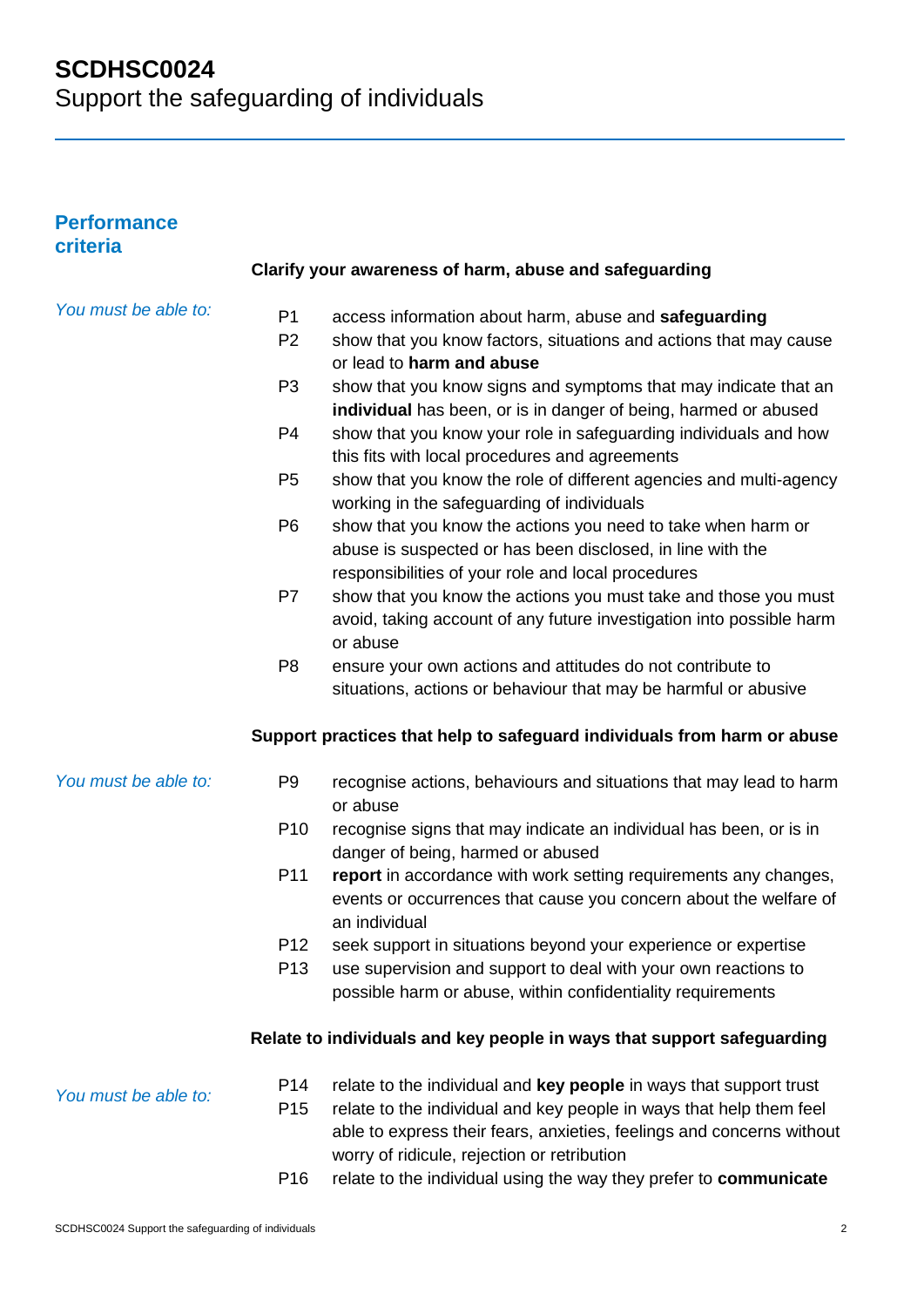# SCDHSC0024
Support the safeguarding of individuals

## Performance criteria

### Clarify your awareness of harm, abuse and safeguarding

*You must be able to:*

- P1 access information about harm, abuse and **safeguarding**
- P2 show that you know factors, situations and actions that may cause or lead to **harm and abuse**
- P3 show that you know signs and symptoms that may indicate that an **individual** has been, or is in danger of being, harmed or abused
- P4 show that you know your role in safeguarding individuals and how this fits with local procedures and agreements
- P5 show that you know the role of different agencies and multi-agency working in the safeguarding of individuals
- P6 show that you know the actions you need to take when harm or abuse is suspected or has been disclosed, in line with the responsibilities of your role and local procedures
- P7 show that you know the actions you must take and those you must avoid, taking account of any future investigation into possible harm or abuse
- P8 ensure your own actions and attitudes do not contribute to situations, actions or behaviour that may be harmful or abusive

### Support practices that help to safeguard individuals from harm or abuse

*You must be able to:*

- P9 recognise actions, behaviours and situations that may lead to harm or abuse
- P10 recognise signs that may indicate an individual has been, or is in danger of being, harmed or abused
- P11 **report** in accordance with work setting requirements any changes, events or occurrences that cause you concern about the welfare of an individual
- P12 seek support in situations beyond your experience or expertise
- P13 use supervision and support to deal with your own reactions to possible harm or abuse, within confidentiality requirements

### Relate to individuals and key people in ways that support safeguarding

*You must be able to:*

- P14 relate to the individual and **key people** in ways that support trust
- P15 relate to the individual and key people in ways that help them feel able to express their fears, anxieties, feelings and concerns without worry of ridicule, rejection or retribution
- P16 relate to the individual using the way they prefer to **communicate**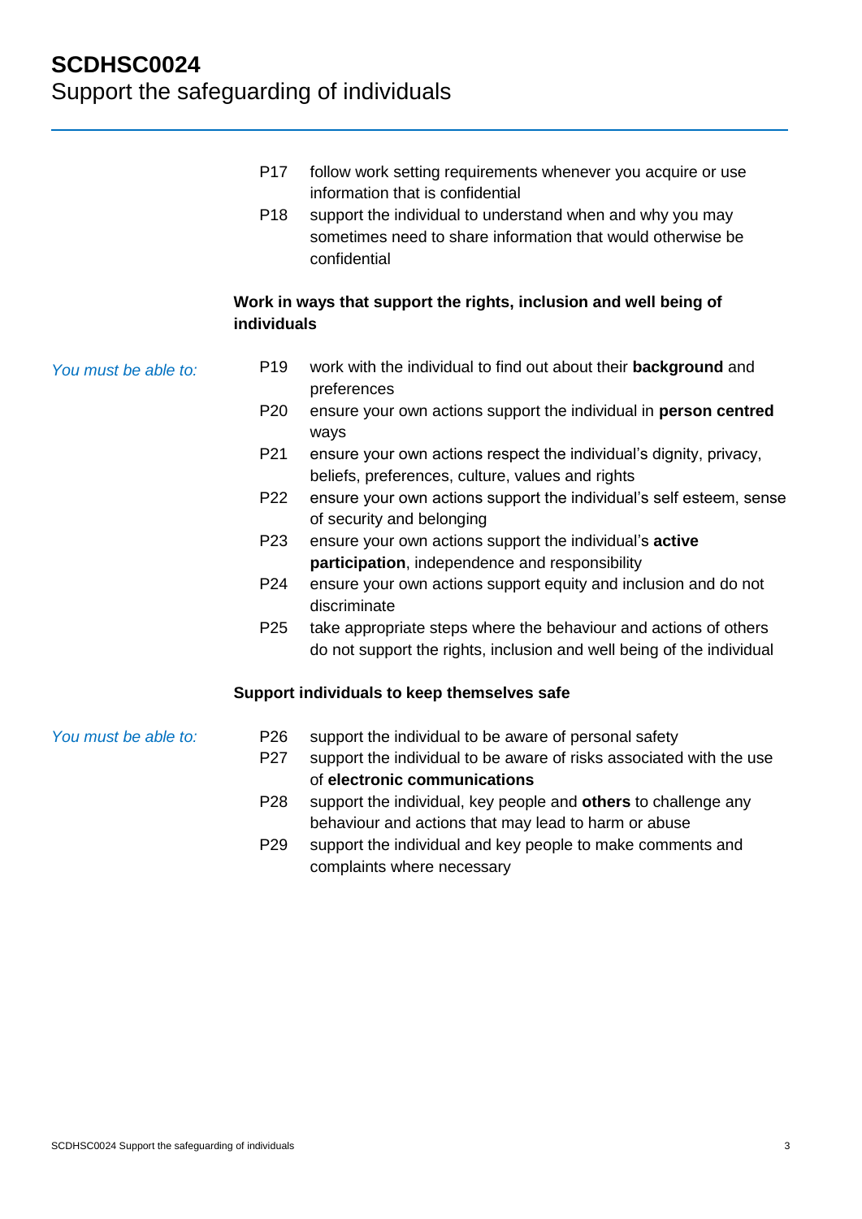P17 follow work setting requirements whenever you acquire or use information that is confidential

P18 support the individual to understand when and why you may sometimes need to share information that would otherwise be confidential

**Work in ways that support the rights, inclusion and well being of individuals**

*You must be able to:*

P19 work with the individual to find out about their **background** and preferences

P20 ensure your own actions support the individual in **person centred** ways

P21 ensure your own actions respect the individual's dignity, privacy, beliefs, preferences, culture, values and rights

P22 ensure your own actions support the individual's self esteem, sense of security and belonging

P23 ensure your own actions support the individual's **active participation**, independence and responsibility

P24 ensure your own actions support equity and inclusion and do not discriminate

P25 take appropriate steps where the behaviour and actions of others do not support the rights, inclusion and well being of the individual

**Support individuals to keep themselves safe**

*You must be able to:*

P26 support the individual to be aware of personal safety

P27 support the individual to be aware of risks associated with the use of **electronic communications**

P28 support the individual, key people and **others** to challenge any behaviour and actions that may lead to harm or abuse

P29 support the individual and key people to make comments and complaints where necessary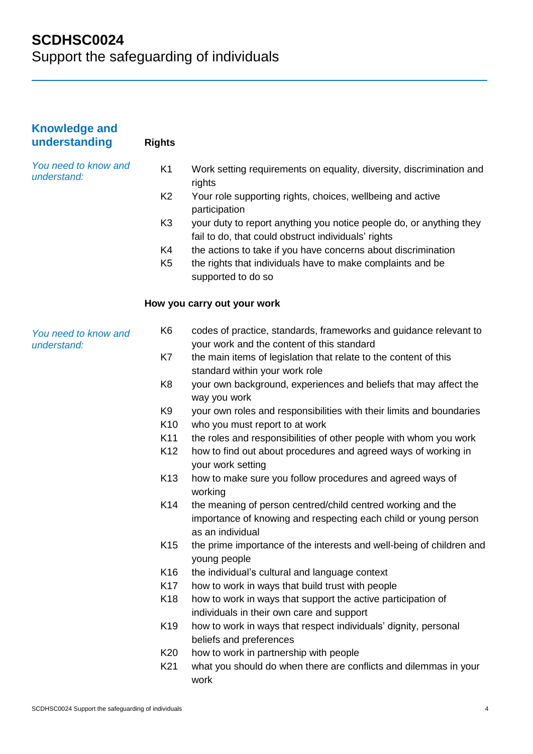# SCDHSC0024
Support the safeguarding of individuals

## Knowledge and understanding

### Rights

*You need to know and understand:*

- K1 Work setting requirements on equality, diversity, discrimination and rights
- K2 Your role supporting rights, choices, wellbeing and active participation
- K3 your duty to report anything you notice people do, or anything they fail to do, that could obstruct individuals' rights
- K4 the actions to take if you have concerns about discrimination
- K5 the rights that individuals have to make complaints and be supported to do so

### How you carry out your work

*You need to know and understand:*

- K6 codes of practice, standards, frameworks and guidance relevant to your work and the content of this standard
- K7 the main items of legislation that relate to the content of this standard within your work role
- K8 your own background, experiences and beliefs that may affect the way you work
- K9 your own roles and responsibilities with their limits and boundaries
- K10 who you must report to at work
- K11 the roles and responsibilities of other people with whom you work
- K12 how to find out about procedures and agreed ways of working in your work setting
- K13 how to make sure you follow procedures and agreed ways of working
- K14 the meaning of person centred/child centred working and the importance of knowing and respecting each child or young person as an individual
- K15 the prime importance of the interests and well-being of children and young people
- K16 the individual's cultural and language context
- K17 how to work in ways that build trust with people
- K18 how to work in ways that support the active participation of individuals in their own care and support
- K19 how to work in ways that respect individuals' dignity, personal beliefs and preferences
- K20 how to work in partnership with people
- K21 what you should do when there are conflicts and dilemmas in your work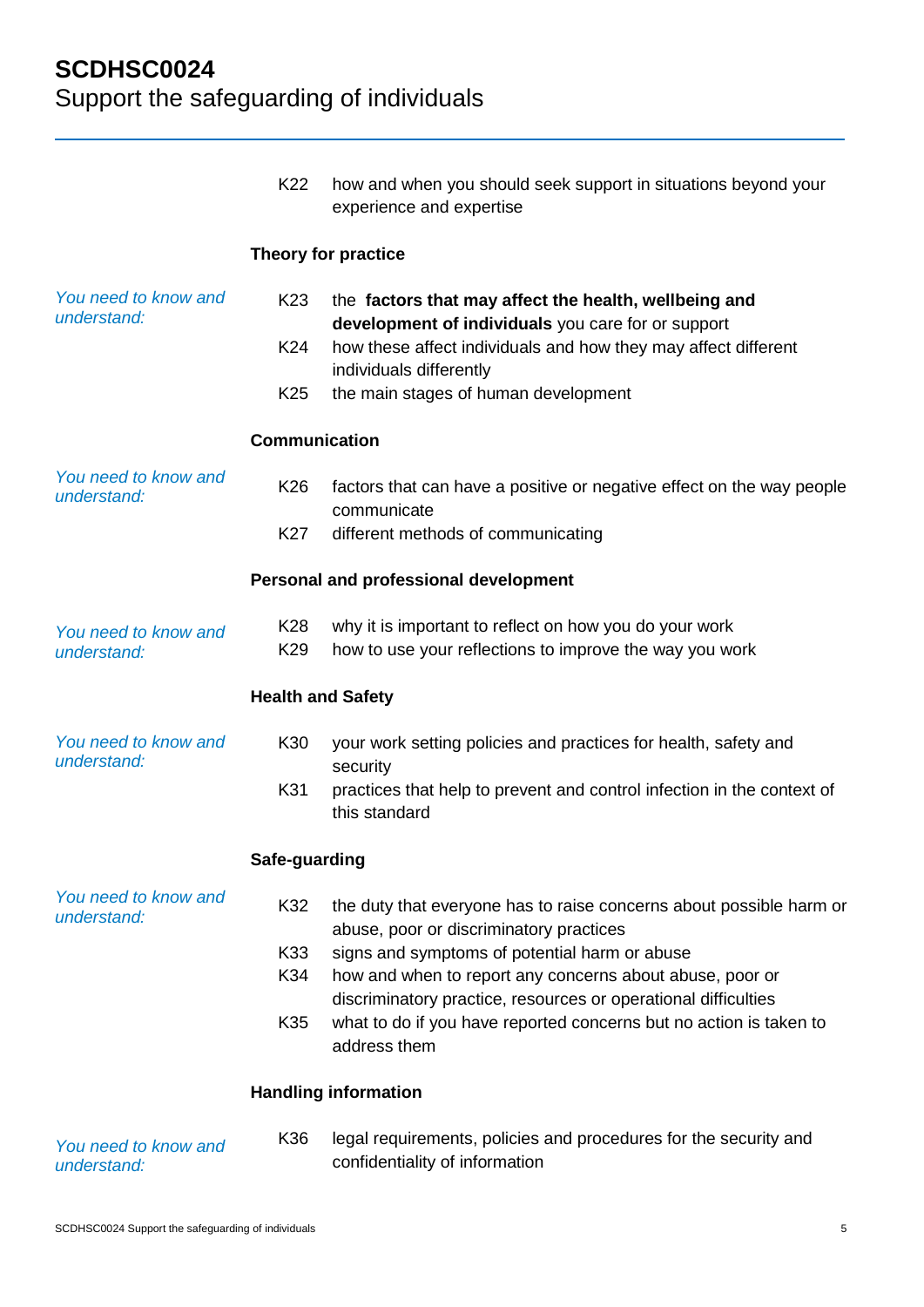| | | |
|---|---|---|
| | K22 | how and when you should seek support in situations beyond your experience and expertise |

**Theory for practice**

| | | |
|---|---|---|
| *You need to know and understand:* | K23 | the **factors that may affect the health, wellbeing and development of individuals** you care for or support |
| | K24 | how these affect individuals and how they may affect different individuals differently |
| | K25 | the main stages of human development |

**Communication**

| | | |
|---|---|---|
| *You need to know and understand:* | K26 | factors that can have a positive or negative effect on the way people communicate |
| | K27 | different methods of communicating |

**Personal and professional development**

| | | |
|---|---|---|
| *You need to know and understand:* | K28 | why it is important to reflect on how you do your work |
| | K29 | how to use your reflections to improve the way you work |

**Health and Safety**

| | | |
|---|---|---|
| *You need to know and understand:* | K30 | your work setting policies and practices for health, safety and security |
| | K31 | practices that help to prevent and control infection in the context of this standard |

**Safe-guarding**

| | | |
|---|---|---|
| *You need to know and understand:* | K32 | the duty that everyone has to raise concerns about possible harm or abuse, poor or discriminatory practices |
| | K33 | signs and symptoms of potential harm or abuse |
| | K34 | how and when to report any concerns about abuse, poor or discriminatory practice, resources or operational difficulties |
| | K35 | what to do if you have reported concerns but no action is taken to address them |

**Handling information**

| | | |
|---|---|---|
| *You need to know and understand:* | K36 | legal requirements, policies and procedures for the security and confidentiality of information |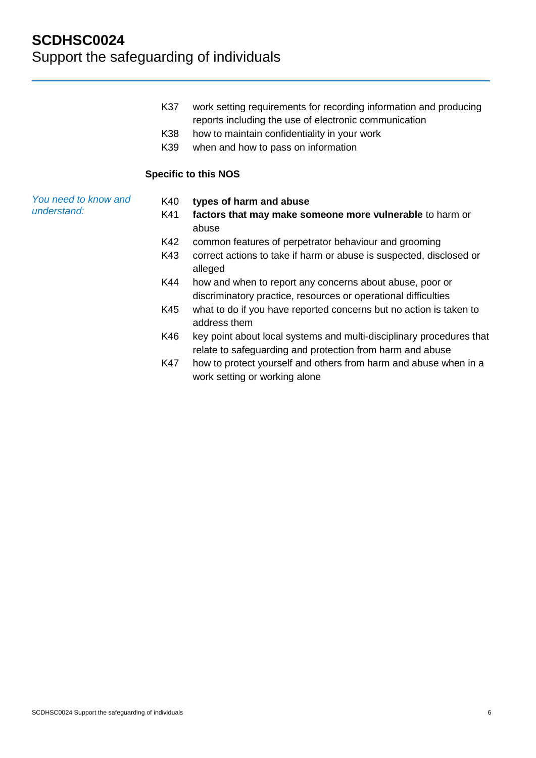K37 work setting requirements for recording information and producing reports including the use of electronic communication

K38 how to maintain confidentiality in your work

K39 when and how to pass on information

**Specific to this NOS**

*You need to know and understand:*

K40 **types of harm and abuse**

K41 **factors that may make someone more vulnerable** to harm or abuse

K42 common features of perpetrator behaviour and grooming

K43 correct actions to take if harm or abuse is suspected, disclosed or alleged

K44 how and when to report any concerns about abuse, poor or discriminatory practice, resources or operational difficulties

K45 what to do if you have reported concerns but no action is taken to address them

K46 key point about local systems and multi-disciplinary procedures that relate to safeguarding and protection from harm and abuse

K47 how to protect yourself and others from harm and abuse when in a work setting or working alone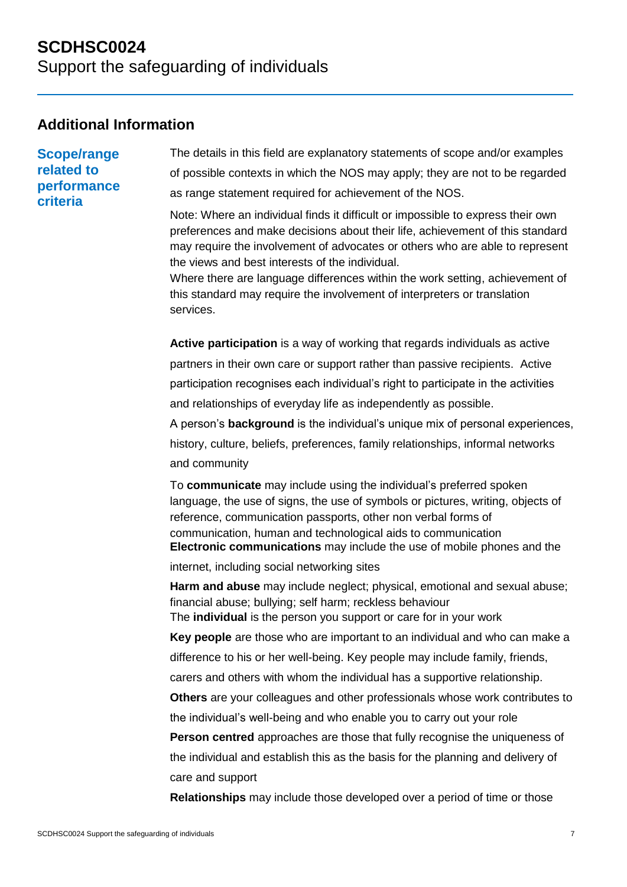# SCDHSC0024
Support the safeguarding of individuals

## Additional Information

### Scope/range related to performance criteria

The details in this field are explanatory statements of scope and/or examples of possible contexts in which the NOS may apply; they are not to be regarded as range statement required for achievement of the NOS.

Note: Where an individual finds it difficult or impossible to express their own preferences and make decisions about their life, achievement of this standard may require the involvement of advocates or others who are able to represent the views and best interests of the individual.
Where there are language differences within the work setting, achievement of this standard may require the involvement of interpreters or translation services.

**Active participation** is a way of working that regards individuals as active partners in their own care or support rather than passive recipients. Active participation recognises each individual's right to participate in the activities and relationships of everyday life as independently as possible.

A person's **background** is the individual's unique mix of personal experiences, history, culture, beliefs, preferences, family relationships, informal networks and community

To **communicate** may include using the individual's preferred spoken language, the use of signs, the use of symbols or pictures, writing, objects of reference, communication passports, other non verbal forms of communication, human and technological aids to communication

**Electronic communications** may include the use of mobile phones and the internet, including social networking sites

**Harm and abuse** may include neglect; physical, emotional and sexual abuse; financial abuse; bullying; self harm; reckless behaviour

The **individual** is the person you support or care for in your work

**Key people** are those who are important to an individual and who can make a difference to his or her well-being. Key people may include family, friends, carers and others with whom the individual has a supportive relationship.

**Others** are your colleagues and other professionals whose work contributes to the individual's well-being and who enable you to carry out your role

**Person centred** approaches are those that fully recognise the uniqueness of the individual and establish this as the basis for the planning and delivery of care and support

**Relationships** may include those developed over a period of time or those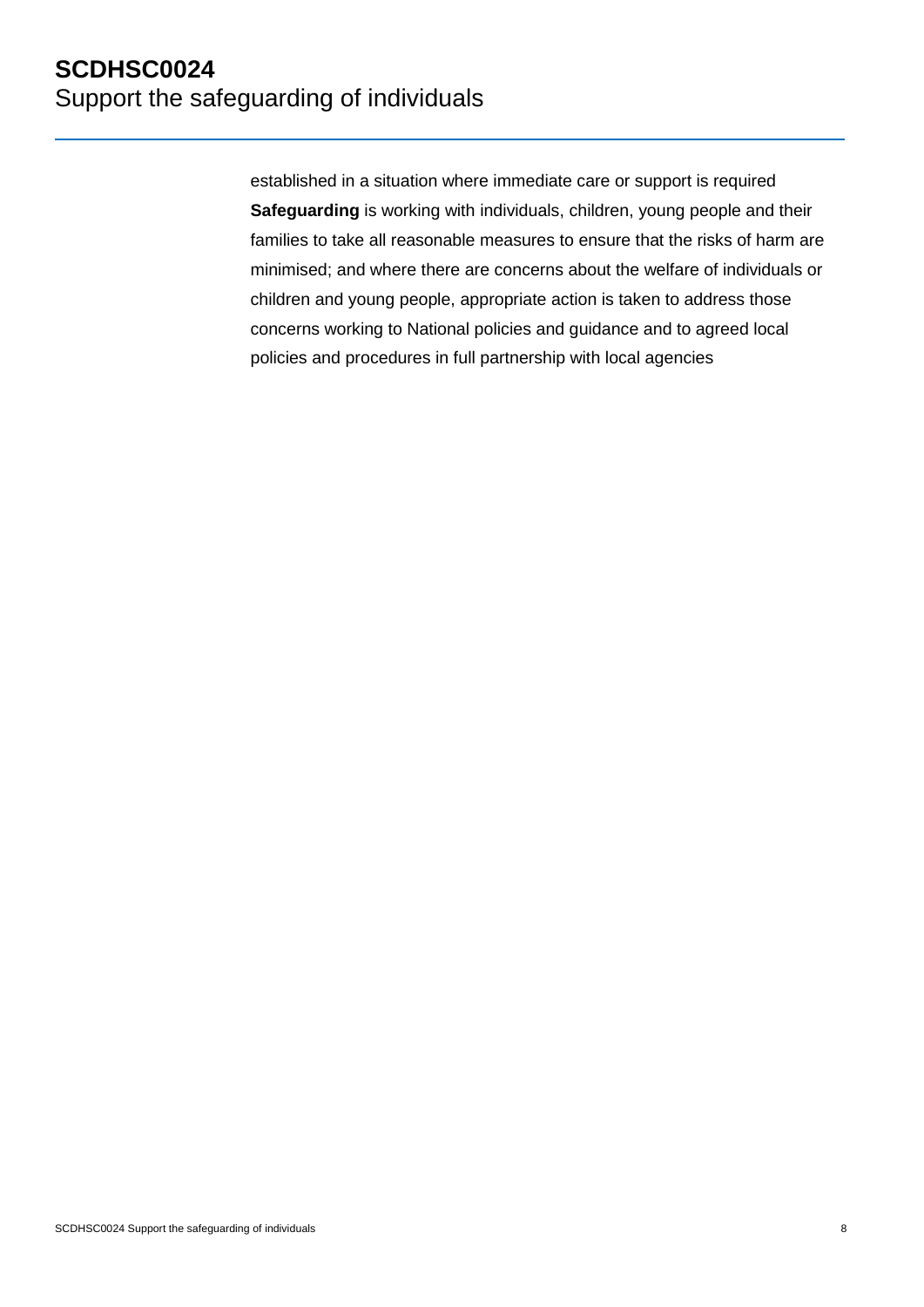established in a situation where immediate care or support is required

**Safeguarding** is working with individuals, children, young people and their families to take all reasonable measures to ensure that the risks of harm are minimised; and where there are concerns about the welfare of individuals or children and young people, appropriate action is taken to address those concerns working to National policies and guidance and to agreed local policies and procedures in full partnership with local agencies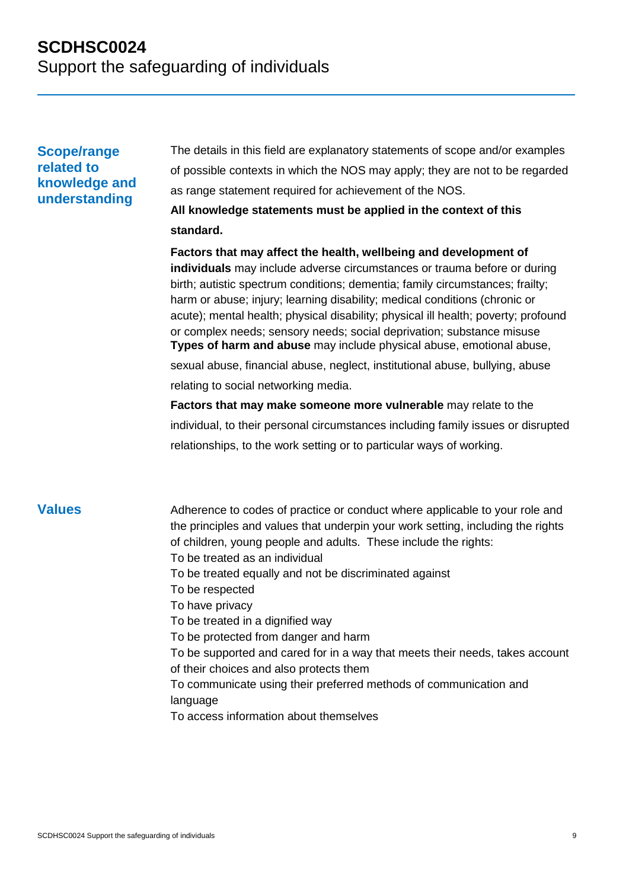# SCDHSC0024
Support the safeguarding of individuals

## Scope/range related to knowledge and understanding

The details in this field are explanatory statements of scope and/or examples of possible contexts in which the NOS may apply; they are not to be regarded as range statement required for achievement of the NOS.

**All knowledge statements must be applied in the context of this standard.**

**Factors that may affect the health, wellbeing and development of individuals** may include adverse circumstances or trauma before or during birth; autistic spectrum conditions; dementia; family circumstances; frailty; harm or abuse; injury; learning disability; medical conditions (chronic or acute); mental health; physical disability; physical ill health; poverty; profound or complex needs; sensory needs; social deprivation; substance misuse

**Types of harm and abuse** may include physical abuse, emotional abuse, sexual abuse, financial abuse, neglect, institutional abuse, bullying, abuse relating to social networking media.

**Factors that may make someone more vulnerable** may relate to the individual, to their personal circumstances including family issues or disrupted relationships, to the work setting or to particular ways of working.

## Values

Adherence to codes of practice or conduct where applicable to your role and the principles and values that underpin your work setting, including the rights of children, young people and adults. These include the rights:

To be treated as an individual
To be treated equally and not be discriminated against
To be respected
To have privacy
To be treated in a dignified way
To be protected from danger and harm
To be supported and cared for in a way that meets their needs, takes account of their choices and also protects them
To communicate using their preferred methods of communication and language
To access information about themselves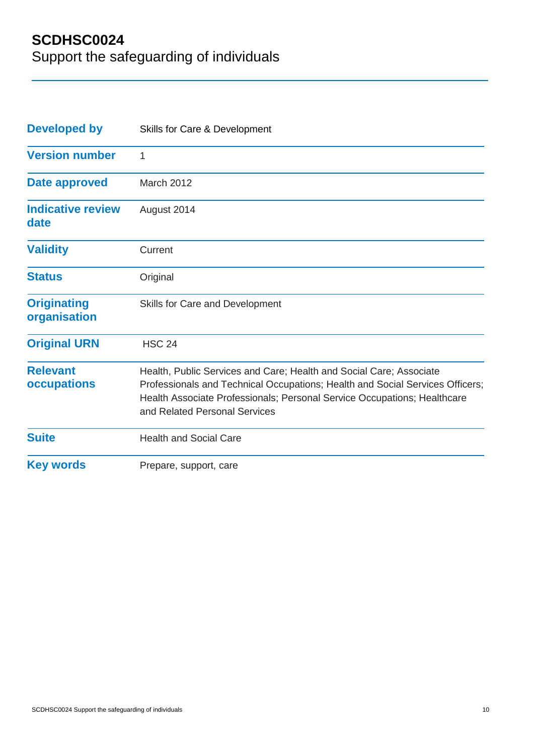# SCDHSC0024
## Support the safeguarding of individuals

| | |
|---|---|
| **Developed by** | Skills for Care & Development |
| **Version number** | 1 |
| **Date approved** | March 2012 |
| **Indicative review date** | August 2014 |
| **Validity** | Current |
| **Status** | Original |
| **Originating organisation** | Skills for Care and Development |
| **Original URN** | HSC 24 |
| **Relevant occupations** | Health, Public Services and Care; Health and Social Care; Associate Professionals and Technical Occupations; Health and Social Services Officers; Health Associate Professionals; Personal Service Occupations; Healthcare and Related Personal Services |
| **Suite** | Health and Social Care |
| **Key words** | Prepare, support, care |